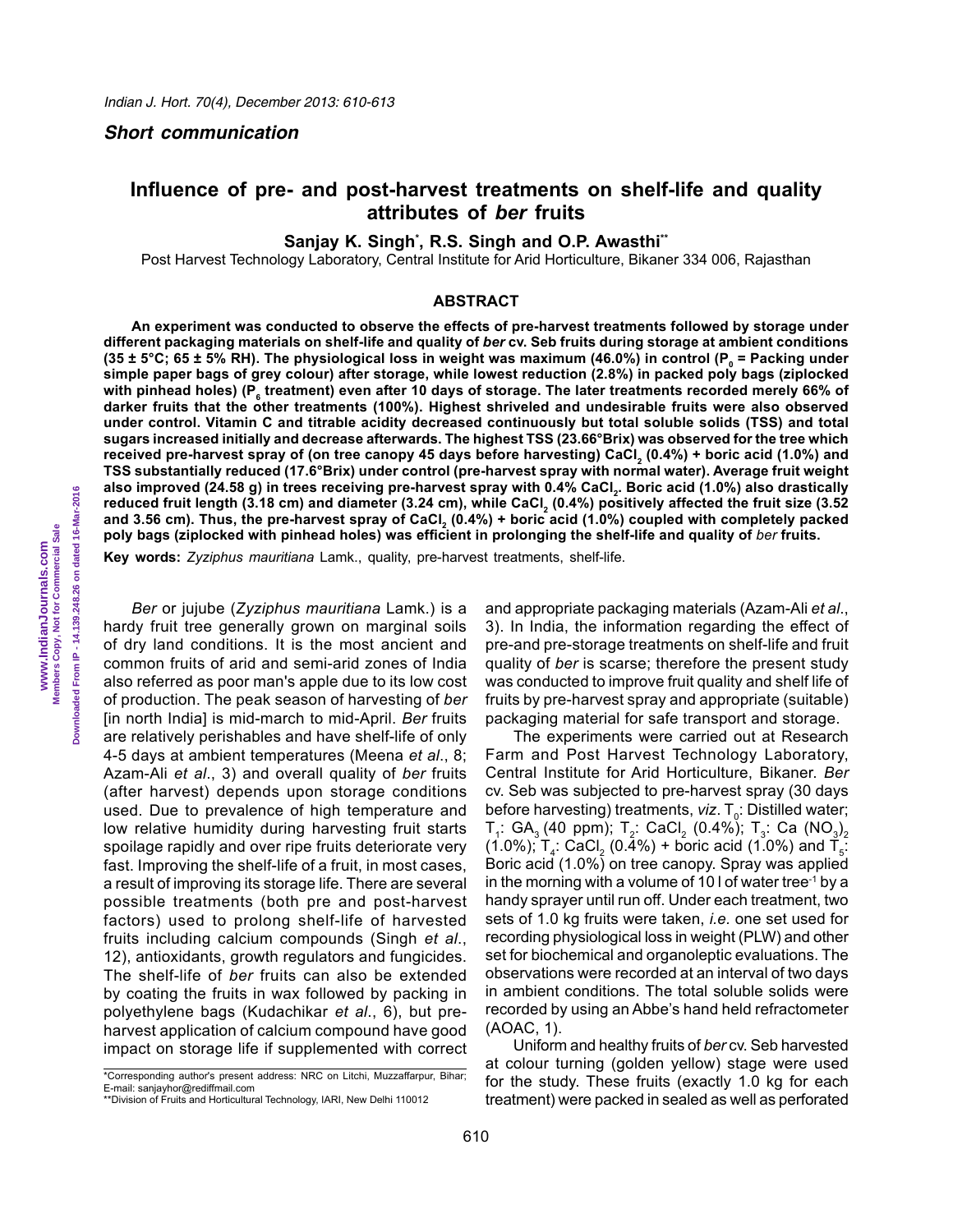*Short communication*

# Influence of pre- and post-harvest treatments on shelf-life and quality attributes of *ber* fruits

**Sanjay K. Singh[*], R.S. Singh and O.P. Awasthi[**]**

Post Harvest Technology Laboratory, Central Institute for Arid Horticulture, Bikaner 334 006, Rajasthan

## ABSTRACT

**An experiment was conducted to observe the effects of pre-harvest treatments followed by storage under different packaging materials on shelf-life and quality of *ber* cv. Seb fruits during storage at ambient conditions (35 ± 5°C; 65 ± 5% RH). The physiological loss in weight was maximum (46.0%) in control ($P_0$ = Packing under simple paper bags of grey colour) after storage, while lowest reduction (2.8%) in packed poly bags (ziplocked with pinhead holes) ($P_6$ treatment) even after 10 days of storage. The later treatments recorded merely 66% of darker fruits that the other treatments (100%). Highest shriveled and undesirable fruits were also observed under control. Vitamin C and titrable acidity decreased continuously but total soluble solids (TSS) and total sugars increased initially and decrease afterwards. The highest TSS (23.66°Brix) was observed for the tree which received pre-harvest spray of (on tree canopy 45 days before harvesting) $CaCl_2$ (0.4%) + boric acid (1.0%) and TSS substantially reduced (17.6°Brix) under control (pre-harvest spray with normal water). Average fruit weight also improved (24.58 g) in trees receiving pre-harvest spray with 0.4% $CaCl_2$. Boric acid (1.0%) also drastically reduced fruit length (3.18 cm) and diameter (3.24 cm), while $CaCl_2$ (0.4%) positively affected the fruit size (3.52 and 3.56 cm). Thus, the pre-harvest spray of $CaCl_2$ (0.4%) + boric acid (1.0%) coupled with completely packed poly bags (ziplocked with pinhead holes) was efficient in prolonging the shelf-life and quality of *ber* fruits.**

**Key words:** *Zyziphus mauritiana* Lamk., quality, pre-harvest treatments, shelf-life.

*Ber* or jujube (*Zyziphus mauritiana* Lamk.) is a hardy fruit tree generally grown on marginal soils of dry land conditions. It is the most ancient and common fruits of arid and semi-arid zones of India also referred as poor man's apple due to its low cost of production. The peak season of harvesting of *ber* [in north India] is mid-march to mid-April. *Ber* fruits are relatively perishables and have shelf-life of only 4-5 days at ambient temperatures (Meena *et al*., 8; Azam-Ali *et al*., 3) and overall quality of *ber* fruits (after harvest) depends upon storage conditions used. Due to prevalence of high temperature and low relative humidity during harvesting fruit starts spoilage rapidly and over ripe fruits deteriorate very fast. Improving the shelf-life of a fruit, in most cases, a result of improving its storage life. There are several possible treatments (both pre and post-harvest factors) used to prolong shelf-life of harvested fruits including calcium compounds (Singh *et al*., 12), antioxidants, growth regulators and fungicides. The shelf-life of *ber* fruits can also be extended by coating the fruits in wax followed by packing in polyethylene bags (Kudachikar *et al*., 6), but pre-harvest application of calcium compound have good impact on storage life if supplemented with correct and appropriate packaging materials (Azam-Ali *et al*., 3). In India, the information regarding the effect of pre-and pre-storage treatments on shelf-life and fruit quality of *ber* is scarse; therefore the present study was conducted to improve fruit quality and shelf life of fruits by pre-harvest spray and appropriate (suitable) packaging material for safe transport and storage.

The experiments were carried out at Research Farm and Post Harvest Technology Laboratory, Central Institute for Arid Horticulture, Bikaner. *Ber* cv. Seb was subjected to pre-harvest spray (30 days before harvesting) treatments, *viz*. $T_0$: Distilled water; $T_1$: $GA_3$ (40 ppm); $T_2$: $CaCl_2$ (0.4%); $T_3$: $Ca(NO_3)_2$ (1.0%); $T_4$: $CaCl_2$ (0.4%) + boric acid (1.0%) and $T_5$: Boric acid (1.0%) on tree canopy. Spray was applied in the morning with a volume of 10 l of water tree$^{-1}$ by a handy sprayer until run off. Under each treatment, two sets of 1.0 kg fruits were taken, *i.e.* one set used for recording physiological loss in weight (PLW) and other set for biochemical and organoleptic evaluations. The observations were recorded at an interval of two days in ambient conditions. The total soluble solids were recorded by using an Abbe's hand held refractometer (AOAC, 1).

Uniform and healthy fruits of *ber* cv. Seb harvested at colour turning (golden yellow) stage were used for the study. These fruits (exactly 1.0 kg for each treatment) were packed in sealed as well as perforated

---

*Corresponding author's present address: NRC on Litchi, Muzzaffarpur, Bihar; E-mail: sanjayhor@rediffmail.com

**Division of Fruits and Horticultural Technology, IARI, New Delhi 110012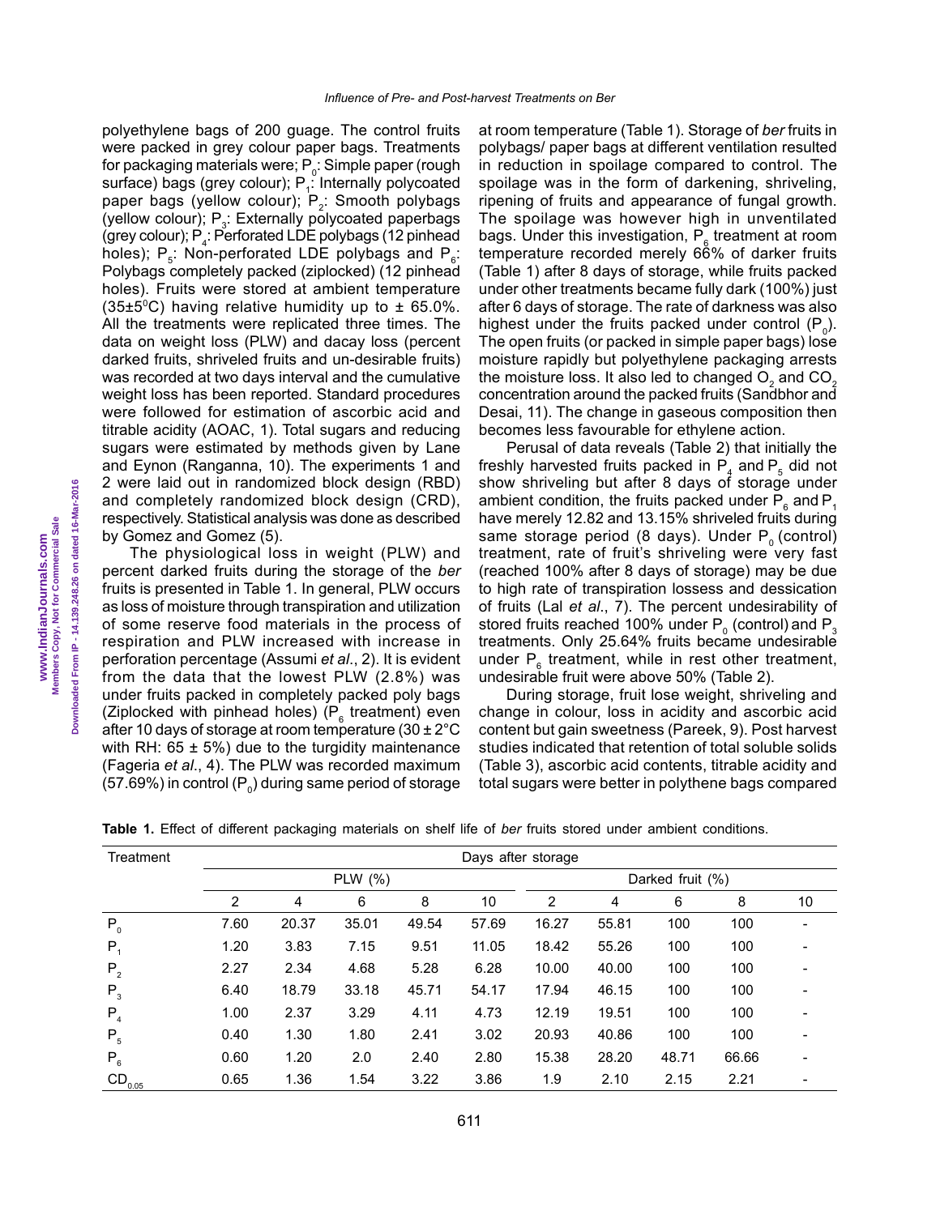polyethylene bags of 200 guage. The control fruits were packed in grey colour paper bags. Treatments for packaging materials were; $P_0$: Simple paper (rough surface) bags (grey colour); $P_1$: Internally polycoated paper bags (yellow colour); $P_2$: Smooth polybags (yellow colour); $P_3$: Externally polycoated paperbags (grey colour); $P_4$: Perforated LDE polybags (12 pinhead holes); $P_5$: Non-perforated LDE polybags and $P_6$: Polybags completely packed (ziplocked) (12 pinhead holes). Fruits were stored at ambient temperature ($35\pm5^0$C) having relative humidity up to ± 65.0%. All the treatments were replicated three times. The data on weight loss (PLW) and dacay loss (percent darked fruits, shriveled fruits and un-desirable fruits) was recorded at two days interval and the cumulative weight loss has been reported. Standard procedures were followed for estimation of ascorbic acid and titrable acidity (AOAC, 1). Total sugars and reducing sugars were estimated by methods given by Lane and Eynon (Ranganna, 10). The experiments 1 and 2 were laid out in randomized block design (RBD) and completely randomized block design (CRD), respectively. Statistical analysis was done as described by Gomez and Gomez (5).

The physiological loss in weight (PLW) and percent darked fruits during the storage of the *ber* fruits is presented in Table 1. In general, PLW occurs as loss of moisture through transpiration and utilization of some reserve food materials in the process of respiration and PLW increased with increase in perforation percentage (Assumi *et al*., 2). It is evident from the data that the lowest PLW (2.8%) was under fruits packed in completely packed poly bags (Ziplocked with pinhead holes) ($P_6$ treatment) even after 10 days of storage at room temperature (30 ± 2°C with RH: 65 ± 5%) due to the turgidity maintenance (Fageria *et al*., 4). The PLW was recorded maximum (57.69%) in control ($P_0$) during same period of storage at room temperature (Table 1). Storage of *ber* fruits in polybags/ paper bags at different ventilation resulted in reduction in spoilage compared to control. The spoilage was in the form of darkening, shriveling, ripening of fruits and appearance of fungal growth. The spoilage was however high in unventilated bags. Under this investigation, $P_6$ treatment at room temperature recorded merely 66% of darker fruits (Table 1) after 8 days of storage, while fruits packed under other treatments became fully dark (100%) just after 6 days of storage. The rate of darkness was also highest under the fruits packed under control ($P_0$). The open fruits (or packed in simple paper bags) lose moisture rapidly but polyethylene packaging arrests the moisture loss. It also led to changed $O_2$ and $CO_2$ concentration around the packed fruits (Sandbhor and Desai, 11). The change in gaseous composition then becomes less favourable for ethylene action.

Perusal of data reveals (Table 2) that initially the freshly harvested fruits packed in $P_4$ and $P_5$ did not show shriveling but after 8 days of storage under ambient condition, the fruits packed under $P_6$ and $P_1$ have merely 12.82 and 13.15% shriveled fruits during same storage period (8 days). Under $P_0$ (control) treatment, rate of fruit's shriveling were very fast (reached 100% after 8 days of storage) may be due to high rate of transpiration lossess and dessication of fruits (Lal *et al*., 7). The percent undesirability of stored fruits reached 100% under $P_0$ (control) and $P_3$ treatments. Only 25.64% fruits became undesirable under $P_6$ treatment, while in rest other treatment, undesirable fruit were above 50% (Table 2).

During storage, fruit lose weight, shriveling and change in colour, loss in acidity and ascorbic acid content but gain sweetness (Pareek, 9). Post harvest studies indicated that retention of total soluble solids (Table 3), ascorbic acid contents, titrable acidity and total sugars were better in polythene bags compared

**Table 1.** Effect of different packaging materials on shelf life of *ber* fruits stored under ambient conditions.

| Treatment | Days after storage | | | | | | | | | |
|---|---|---|---|---|---|---|---|---|---|---|
| | PLW (%) | | | | | Darked fruit (%) | | | | |
| | 2 | 4 | 6 | 8 | 10 | 2 | 4 | 6 | 8 | 10 |
| $P_0$ | 7.60 | 20.37 | 35.01 | 49.54 | 57.69 | 16.27 | 55.81 | 100 | 100 | - |
| $P_1$ | 1.20 | 3.83 | 7.15 | 9.51 | 11.05 | 18.42 | 55.26 | 100 | 100 | - |
| $P_2$ | 2.27 | 2.34 | 4.68 | 5.28 | 6.28 | 10.00 | 40.00 | 100 | 100 | - |
| $P_3$ | 6.40 | 18.79 | 33.18 | 45.71 | 54.17 | 17.94 | 46.15 | 100 | 100 | - |
| $P_4$ | 1.00 | 2.37 | 3.29 | 4.11 | 4.73 | 12.19 | 19.51 | 100 | 100 | - |
| $P_5$ | 0.40 | 1.30 | 1.80 | 2.41 | 3.02 | 20.93 | 40.86 | 100 | 100 | - |
| $P_6$ | 0.60 | 1.20 | 2.0 | 2.40 | 2.80 | 15.38 | 28.20 | 48.71 | 66.66 | - |
| $CD_{0.05}$ | 0.65 | 1.36 | 1.54 | 3.22 | 3.86 | 1.9 | 2.10 | 2.15 | 2.21 | - |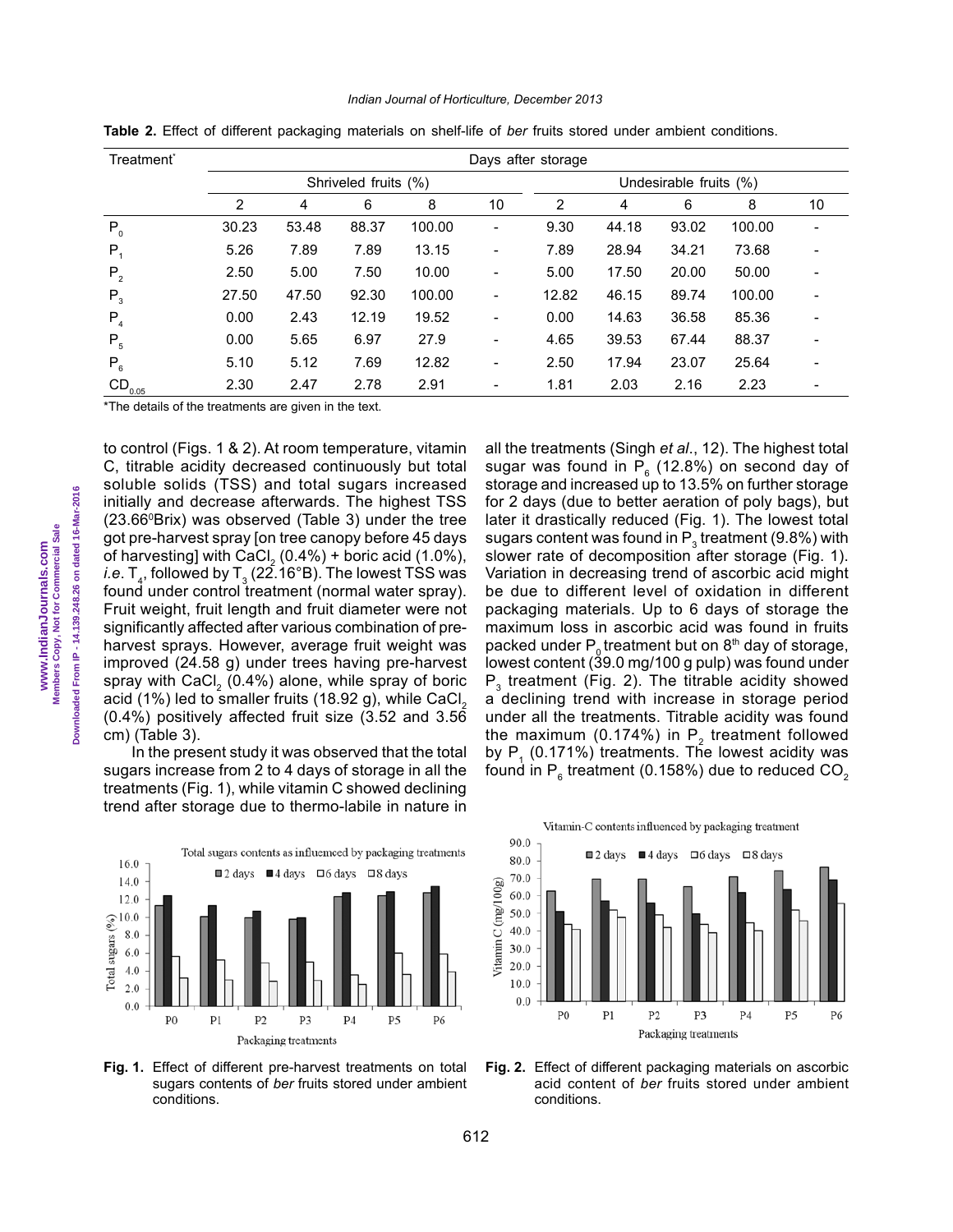**Table 2.** Effect of different packaging materials on shelf-life of *ber* fruits stored under ambient conditions.

| Treatment* | Days after storage | | | | | | | | | |
|---|---|---|---|---|---|---|---|---|---|---|
| | Shriveled fruits (%) | | | | | Undesirable fruits (%) | | | | |
| | 2 | 4 | 6 | 8 | 10 | 2 | 4 | 6 | 8 | 10 |
| $P_0$ | 30.23 | 53.48 | 88.37 | 100.00 | - | 9.30 | 44.18 | 93.02 | 100.00 | - |
| $P_1$ | 5.26 | 7.89 | 7.89 | 13.15 | - | 7.89 | 28.94 | 34.21 | 73.68 | - |
| $P_2$ | 2.50 | 5.00 | 7.50 | 10.00 | - | 5.00 | 17.50 | 20.00 | 50.00 | - |
| $P_3$ | 27.50 | 47.50 | 92.30 | 100.00 | - | 12.82 | 46.15 | 89.74 | 100.00 | - |
| $P_4$ | 0.00 | 2.43 | 12.19 | 19.52 | - | 0.00 | 14.63 | 36.58 | 85.36 | - |
| $P_5$ | 0.00 | 5.65 | 6.97 | 27.9 | - | 4.65 | 39.53 | 67.44 | 88.37 | - |
| $P_6$ | 5.10 | 5.12 | 7.69 | 12.82 | - | 2.50 | 17.94 | 23.07 | 25.64 | - |
| $CD_{0.05}$ | 2.30 | 2.47 | 2.78 | 2.91 | - | 1.81 | 2.03 | 2.16 | 2.23 | - |

*The details of the treatments are given in the text.

to control (Figs. 1 & 2). At room temperature, vitamin C, titrable acidity decreased continuously but total soluble solids (TSS) and total sugars increased initially and decrease afterwards. The highest TSS (23.66°Brix) was observed (Table 3) under the tree got pre-harvest spray [on tree canopy before 45 days of harvesting] with $CaCl_2$ (0.4%) + boric acid (1.0%), *i.e.* $T_4$, followed by $T_3$ (22.16°B). The lowest TSS was found under control treatment (normal water spray). Fruit weight, fruit length and fruit diameter were not significantly affected after various combination of pre-harvest sprays. However, average fruit weight was improved (24.58 g) under trees having pre-harvest spray with $CaCl_2$ (0.4%) alone, while spray of boric acid (1%) led to smaller fruits (18.92 g), while $CaCl_2$ (0.4%) positively affected fruit size (3.52 and 3.56 cm) (Table 3).

In the present study it was observed that the total sugars increase from 2 to 4 days of storage in all the treatments (Fig. 1), while vitamin C showed declining trend after storage due to thermo-labile in nature in all the treatments (Singh *et al.*, 12). The highest total sugar was found in $P_6$ (12.8%) on second day of storage and increased up to 13.5% on further storage for 2 days (due to better aeration of poly bags), but later it drastically reduced (Fig. 1). The lowest total sugars content was found in $P_3$ treatment (9.8%) with slower rate of decomposition after storage (Fig. 1). Variation in decreasing trend of ascorbic acid might be due to different level of oxidation in different packaging materials. Up to 6 days of storage the maximum loss in ascorbic acid was found in fruits packed under $P_0$ treatment but on 8th day of storage, lowest content (39.0 mg/100 g pulp) was found under $P_3$ treatment (Fig. 2). The titrable acidity showed a declining trend with increase in storage period under all the treatments. Titrable acidity was found the maximum (0.174%) in $P_2$ treatment followed by $P_1$ (0.171%) treatments. The lowest acidity was found in $P_6$ treatment (0.158%) due to reduced $CO_2$

**Fig. 1.** Effect of different pre-harvest treatments on total sugars contents of *ber* fruits stored under ambient conditions.

**Fig. 2.** Effect of different packaging materials on ascorbic acid content of *ber* fruits stored under ambient conditions.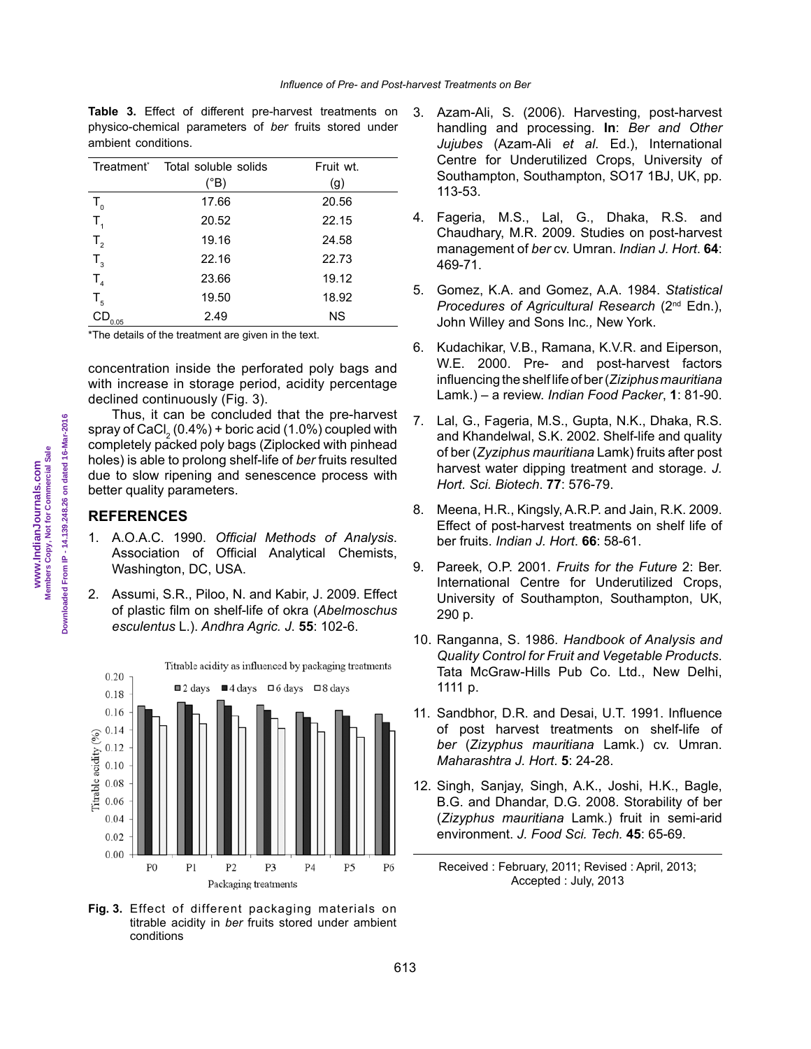**Table 3.** Effect of different pre-harvest treatments on physico-chemical parameters of *ber* fruits stored under ambient conditions.

| Treatment* | Total soluble solids (°B) | Fruit wt. (g) |
|---|---|---|
| $T_0$ | 17.66 | 20.56 |
| $T_1$ | 20.52 | 22.15 |
| $T_2$ | 19.16 | 24.58 |
| $T_3$ | 22.16 | 22.73 |
| $T_4$ | 23.66 | 19.12 |
| $T_5$ | 19.50 | 18.92 |
| $CD_{0.05}$ | 2.49 | NS |

*The details of the treatment are given in the text.

concentration inside the perforated poly bags and with increase in storage period, acidity percentage declined continuously (Fig. 3).

Thus, it can be concluded that the pre-harvest spray of $CaCl_2$ (0.4%) + boric acid (1.0%) coupled with completely packed poly bags (Ziplocked with pinhead holes) is able to prolong shelf-life of *ber* fruits resulted due to slow ripening and senescence process with better quality parameters.

Titrable acidity as influenced by packaging treatments

2 days 4 days 6 days 8 days

Titrable acidity (%)

0.20 0.18 0.16 0.14 0.12 0.10 0.08 0.06 0.04 0.02 0.00

P0 P1 P2 P3 P4 P5 P6

Packaging treatments

**Fig. 3.** Effect of different packaging materials on titrable acidity in *ber* fruits stored under ambient conditions

## REFERENCES

1. A.O.A.C. 1990. *Official Methods of Analysis*. Association of Official Analytical Chemists, Washington, DC, USA.
2. Assumi, S.R., Piloo, N. and Kabir, J. 2009. Effect of plastic film on shelf-life of okra (*Abelmoschus esculentus* L.). *Andhra Agric. J.* **55**: 102-6.
3. Azam-Ali, S. (2006). Harvesting, post-harvest handling and processing. **In**: *Ber and Other Jujubes* (Azam-Ali *et al*. Ed.), International Centre for Underutilized Crops, University of Southampton, Southampton, SO17 1BJ, UK, pp. 113-53.
4. Fageria, M.S., Lal, G., Dhaka, R.S. and Chaudhary, M.R. 2009. Studies on post-harvest management of *ber* cv. Umran. *Indian J. Hort*. **64**: 469-71.
5. Gomez, K.A. and Gomez, A.A. 1984. *Statistical Procedures of Agricultural Research* (2nd Edn.), John Willey and Sons Inc*.*, New York.
6. Kudachikar, V.B., Ramana, K.V.R. and Eiperson, W.E. 2000. Pre- and post-harvest factors influencing the shelf life of ber (*Ziziphus mauritiana* Lamk.) – a review. *Indian Food Packer*, **1**: 81-90.
7. Lal, G., Fageria, M.S., Gupta, N.K., Dhaka, R.S. and Khandelwal, S.K. 2002. Shelf-life and quality of ber (*Zyziphus mauritiana* Lamk) fruits after post harvest water dipping treatment and storage. *J. Hort. Sci. Biotech*. **77**: 576-79.
8. Meena, H.R., Kingsly, A.R.P. and Jain, R.K. 2009. Effect of post-harvest treatments on shelf life of ber fruits. *Indian J. Hort*. **66**: 58-61.
9. Pareek, O.P. 2001. *Fruits for the Future* 2: Ber. International Centre for Underutilized Crops, University of Southampton, Southampton, UK, 290 p.
10. Ranganna, S. 1986. *Handbook of Analysis and Quality Control for Fruit and Vegetable Products*. Tata McGraw-Hills Pub Co. Ltd., New Delhi, 1111 p.
11. Sandbhor, D.R. and Desai, U.T. 1991. Influence of post harvest treatments on shelf-life of *ber* (*Zizyphus mauritiana* Lamk.) cv. Umran. *Maharashtra J. Hort*. **5**: 24-28.
12. Singh, Sanjay, Singh, A.K., Joshi, H.K., Bagle, B.G. and Dhandar, D.G. 2008. Storability of ber (*Zizyphus mauritiana* Lamk.) fruit in semi-arid environment. *J. Food Sci. Tech.* **45**: 65-69.

Received : February, 2011; Revised : April, 2013; Accepted : July, 2013